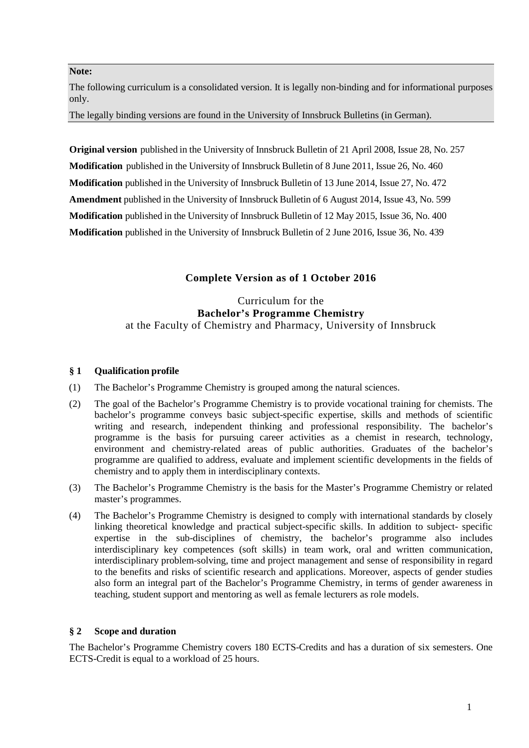**Note:**

The following curriculum is a consolidated version. It is legally non-binding and for informational purposes only.

The legally binding versions are found in the University of Innsbruck Bulletins (in German).

**Original version** published in the University of Innsbruck Bulletin of 21 April 2008, Issue 28, No. 257

**Modification** published in the University of Innsbruck Bulletin of 8 June 2011, Issue 26, No. 460

**Modification** published in the University of Innsbruck Bulletin of 13 June 2014, Issue 27, No. 472

**Amendment** published in the University of Innsbruck Bulletin of 6 August 2014, Issue 43, No. 599

**Modification** published in the University of Innsbruck Bulletin of 12 May 2015, Issue 36, No. 400

**Modification** published in the University of Innsbruck Bulletin of 2 June 2016, Issue 36, No. 439

## Complete Version as of 1 October 2016

Curriculum for the
**Bachelor's Programme Chemistry**
at the Faculty of Chemistry and Pharmacy, University of Innsbruck

### § 1 Qualification profile

(1) The Bachelor's Programme Chemistry is grouped among the natural sciences.

(2) The goal of the Bachelor's Programme Chemistry is to provide vocational training for chemists. The bachelor's programme conveys basic subject-specific expertise, skills and methods of scientific writing and research, independent thinking and professional responsibility. The bachelor's programme is the basis for pursuing career activities as a chemist in research, technology, environment and chemistry-related areas of public authorities. Graduates of the bachelor's programme are qualified to address, evaluate and implement scientific developments in the fields of chemistry and to apply them in interdisciplinary contexts.

(3) The Bachelor's Programme Chemistry is the basis for the Master's Programme Chemistry or related master's programmes.

(4) The Bachelor's Programme Chemistry is designed to comply with international standards by closely linking theoretical knowledge and practical subject-specific skills. In addition to subject- specific expertise in the sub-disciplines of chemistry, the bachelor's programme also includes interdisciplinary key competences (soft skills) in team work, oral and written communication, interdisciplinary problem-solving, time and project management and sense of responsibility in regard to the benefits and risks of scientific research and applications. Moreover, aspects of gender studies also form an integral part of the Bachelor's Programme Chemistry, in terms of gender awareness in teaching, student support and mentoring as well as female lecturers as role models.

### § 2 Scope and duration

The Bachelor's Programme Chemistry covers 180 ECTS-Credits and has a duration of six semesters. One ECTS-Credit is equal to a workload of 25 hours.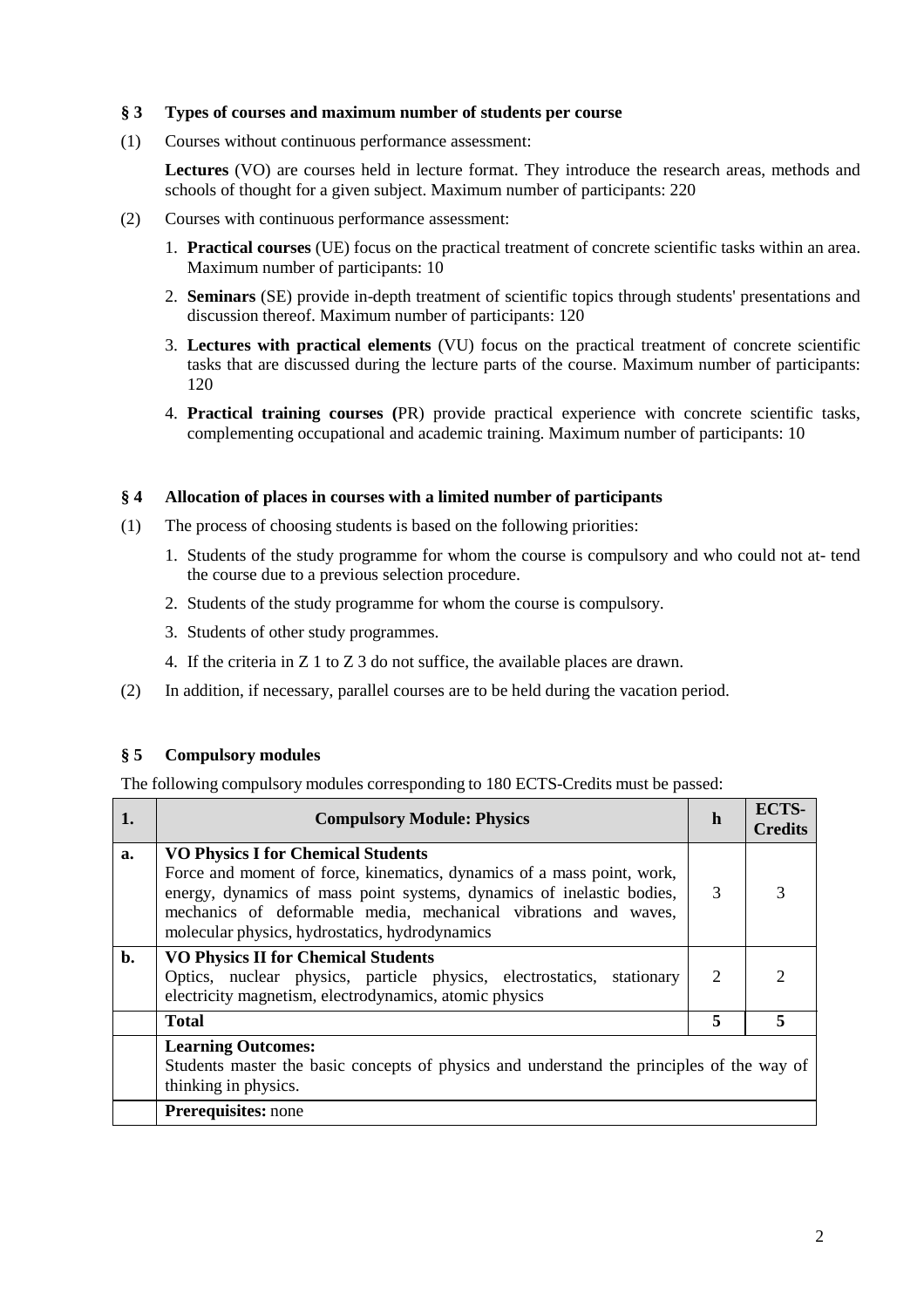## § 3 Types of courses and maximum number of students per course

(1) Courses without continuous performance assessment:

**Lectures** (VO) are courses held in lecture format. They introduce the research areas, methods and schools of thought for a given subject. Maximum number of participants: 220

(2) Courses with continuous performance assessment:

1. **Practical courses** (UE) focus on the practical treatment of concrete scientific tasks within an area. Maximum number of participants: 10
2. **Seminars** (SE) provide in-depth treatment of scientific topics through students' presentations and discussion thereof. Maximum number of participants: 120
3. **Lectures with practical elements** (VU) focus on the practical treatment of concrete scientific tasks that are discussed during the lecture parts of the course. Maximum number of participants: 120
4. **Practical training courses (**PR) provide practical experience with concrete scientific tasks, complementing occupational and academic training. Maximum number of participants: 10

## § 4 Allocation of places in courses with a limited number of participants

(1) The process of choosing students is based on the following priorities:

1. Students of the study programme for whom the course is compulsory and who could not at- tend the course due to a previous selection procedure.
2. Students of the study programme for whom the course is compulsory.
3. Students of other study programmes.
4. If the criteria in Z 1 to Z 3 do not suffice, the available places are drawn.

(2) In addition, if necessary, parallel courses are to be held during the vacation period.

## § 5 Compulsory modules

The following compulsory modules corresponding to 180 ECTS-Credits must be passed:

| 1. | Compulsory Module: Physics | h | ECTS-Credits |
|---|---|---|---|
| a. | **VO Physics I for Chemical Students** Force and moment of force, kinematics, dynamics of a mass point, work, energy, dynamics of mass point systems, dynamics of inelastic bodies, mechanics of deformable media, mechanical vibrations and waves, molecular physics, hydrostatics, hydrodynamics | 3 | 3 |
| b. | **VO Physics II for Chemical Students** Optics, nuclear physics, particle physics, electrostatics, stationary electricity magnetism, electrodynamics, atomic physics | 2 | 2 |
| | **Total** | **5** | **5** |
| | **Learning Outcomes:** Students master the basic concepts of physics and understand the principles of the way of thinking in physics. | | |
| | **Prerequisites:** none | | |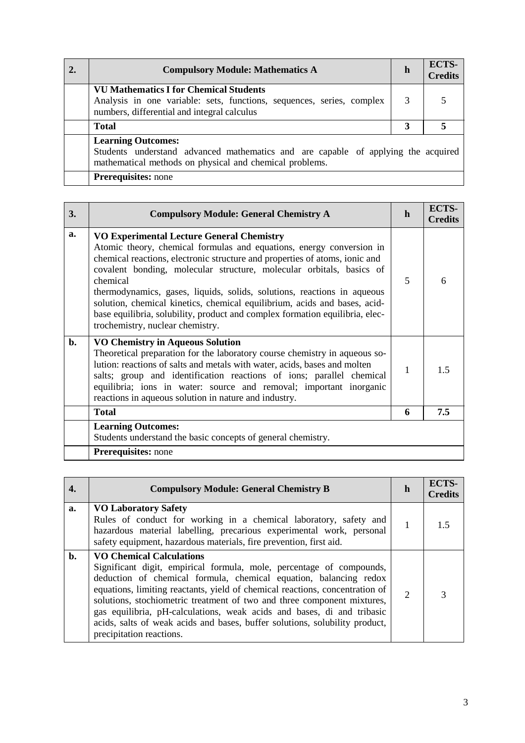| 2. | **Compulsory Module: Mathematics A** | **h** | **ECTS-Credits** |
|---|---|---|---|
| | **VU Mathematics I for Chemical Students**<br>Analysis in one variable: sets, functions, sequences, series, complex numbers, differential and integral calculus | 3 | 5 |
| | **Total** | **3** | **5** |
| | **Learning Outcomes:**<br>Students understand advanced mathematics and are capable of applying the acquired mathematical methods on physical and chemical problems. | | |
| | **Prerequisites:** none | | |

| 3. | **Compulsory Module: General Chemistry A** | **h** | **ECTS-Credits** |
|---|---|---|---|
| **a.** | **VO Experimental Lecture General Chemistry**<br>Atomic theory, chemical formulas and equations, energy conversion in chemical reactions, electronic structure and properties of atoms, ionic and covalent bonding, molecular structure, molecular orbitals, basics of chemical<br>thermodynamics, gases, liquids, solids, solutions, reactions in aqueous solution, chemical kinetics, chemical equilibrium, acids and bases, acid-base equilibria, solubility, product and complex formation equilibria, electrochemistry, nuclear chemistry. | 5 | 6 |
| **b.** | **VO Chemistry in Aqueous Solution**<br>Theoretical preparation for the laboratory course chemistry in aqueous solution: reactions of salts and metals with water, acids, bases and molten salts; group and identification reactions of ions; parallel chemical equilibria; ions in water: source and removal; important inorganic reactions in aqueous solution in nature and industry. | 1 | 1.5 |
| | **Total** | **6** | **7.5** |
| | **Learning Outcomes:**<br>Students understand the basic concepts of general chemistry. | | |
| | **Prerequisites:** none | | |

| 4. | **Compulsory Module: General Chemistry B** | **h** | **ECTS-Credits** |
|---|---|---|---|
| **a.** | **VO Laboratory Safety**<br>Rules of conduct for working in a chemical laboratory, safety and hazardous material labelling, precarious experimental work, personal safety equipment, hazardous materials, fire prevention, first aid. | 1 | 1.5 |
| **b.** | **VO Chemical Calculations**<br>Significant digit, empirical formula, mole, percentage of compounds, deduction of chemical formula, chemical equation, balancing redox equations, limiting reactants, yield of chemical reactions, concentration of solutions, stochiometric treatment of two and three component mixtures, gas equilibria, pH-calculations, weak acids and bases, di and tribasic acids, salts of weak acids and bases, buffer solutions, solubility product, precipitation reactions. | 2 | 3 |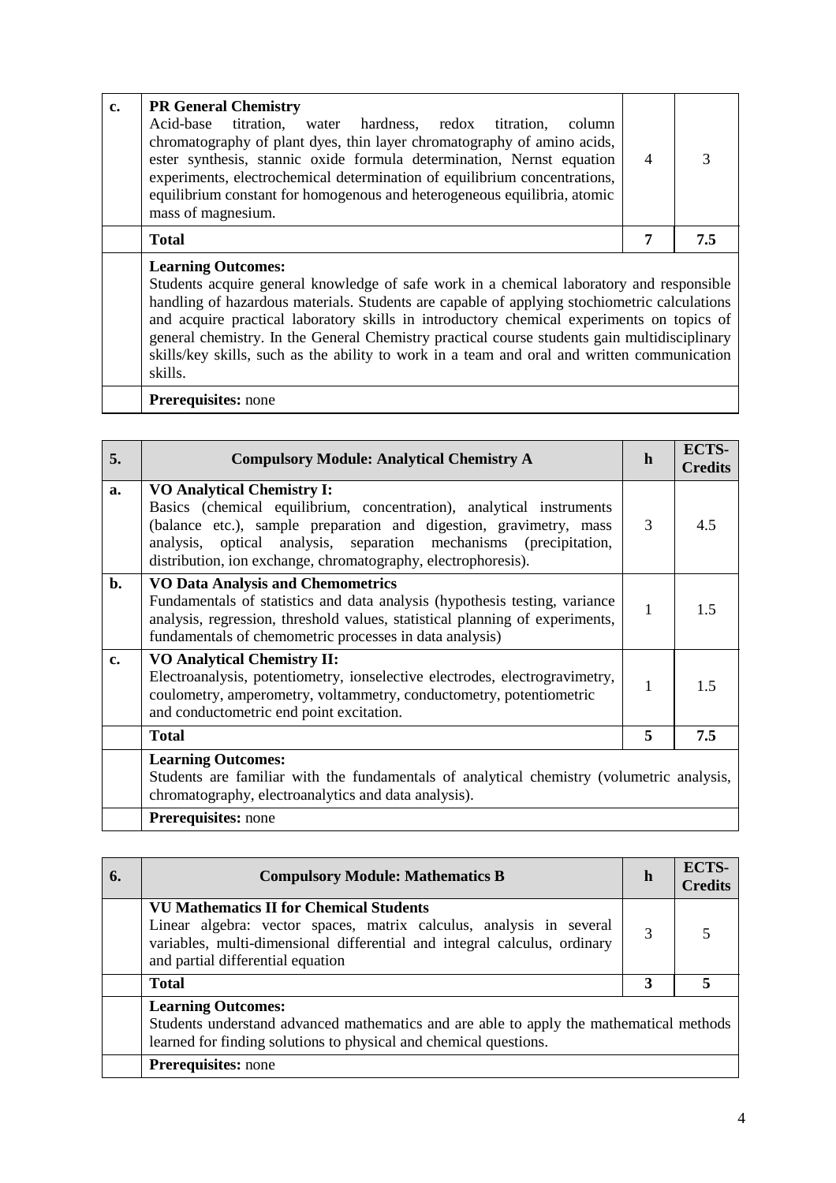| | | | |
|---|---|---|---|
| **c.** | **PR General Chemistry**<br>Acid-base titration, water hardness, redox titration, column chromatography of plant dyes, thin layer chromatography of amino acids, ester synthesis, stannic oxide formula determination, Nernst equation experiments, electrochemical determination of equilibrium concentrations, equilibrium constant for homogenous and heterogeneous equilibria, atomic mass of magnesium. | 4 | 3 |
| | **Total** | **7** | **7.5** |
| | **Learning Outcomes:**<br>Students acquire general knowledge of safe work in a chemical laboratory and responsible handling of hazardous materials. Students are capable of applying stochiometric calculations and acquire practical laboratory skills in introductory chemical experiments on topics of general chemistry. In the General Chemistry practical course students gain multidisciplinary skills/key skills, such as the ability to work in a team and oral and written communication skills. | | |
| | **Prerequisites:** none | | |

| **5.** | **Compulsory Module: Analytical Chemistry A** | **h** | **ECTS-Credits** |
|---|---|---|---|
| **a.** | **VO Analytical Chemistry I:**<br>Basics (chemical equilibrium, concentration), analytical instruments (balance etc.), sample preparation and digestion, gravimetry, mass analysis, optical analysis, separation mechanisms (precipitation, distribution, ion exchange, chromatography, electrophoresis). | 3 | 4.5 |
| **b.** | **VO Data Analysis and Chemometrics**<br>Fundamentals of statistics and data analysis (hypothesis testing, variance analysis, regression, threshold values, statistical planning of experiments, fundamentals of chemometric processes in data analysis) | 1 | 1.5 |
| **c.** | **VO Analytical Chemistry II:**<br>Electroanalysis, potentiometry, ionselective electrodes, electrogravimetry, coulometry, amperometry, voltammetry, conductometry, potentiometric and conductometric end point excitation. | 1 | 1.5 |
| | **Total** | **5** | **7.5** |
| | **Learning Outcomes:**<br>Students are familiar with the fundamentals of analytical chemistry (volumetric analysis, chromatography, electroanalytics and data analysis). | | |
| | **Prerequisites:** none | | |

| **6.** | **Compulsory Module: Mathematics B** | **h** | **ECTS-Credits** |
|---|---|---|---|
| | **VU Mathematics II for Chemical Students**<br>Linear algebra: vector spaces, matrix calculus, analysis in several variables, multi-dimensional differential and integral calculus, ordinary and partial differential equation | 3 | 5 |
| | **Total** | **3** | **5** |
| | **Learning Outcomes:**<br>Students understand advanced mathematics and are able to apply the mathematical methods learned for finding solutions to physical and chemical questions. | | |
| | **Prerequisites:** none | | |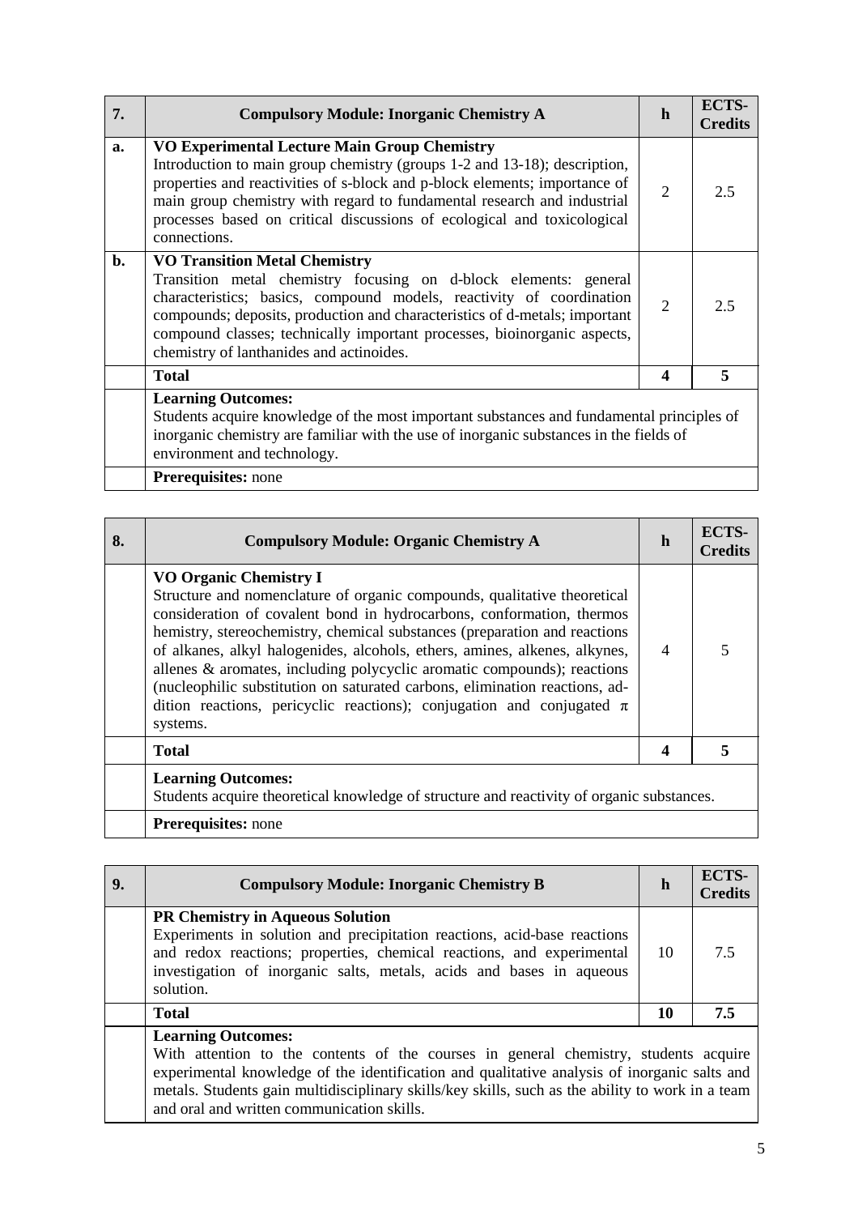| 7. | **Compulsory Module: Inorganic Chemistry A** | **h** | **ECTS-Credits** |
|---|---|---|---|
| **a.** | **VO Experimental Lecture Main Group Chemistry**<br>Introduction to main group chemistry (groups 1-2 and 13-18); description, properties and reactivities of s-block and p-block elements; importance of main group chemistry with regard to fundamental research and industrial processes based on critical discussions of ecological and toxicological connections. | 2 | 2.5 |
| **b.** | **VO Transition Metal Chemistry**<br>Transition metal chemistry focusing on d-block elements: general characteristics; basics, compound models, reactivity of coordination compounds; deposits, production and characteristics of d-metals; important compound classes; technically important processes, bioinorganic aspects, chemistry of lanthanides and actinoides. | 2 | 2.5 |
| | **Total** | **4** | **5** |
| | **Learning Outcomes:**<br>Students acquire knowledge of the most important substances and fundamental principles of inorganic chemistry are familiar with the use of inorganic substances in the fields of environment and technology. | | |
| | **Prerequisites:** none | | |

| 8. | **Compulsory Module: Organic Chemistry A** | **h** | **ECTS-Credits** |
|---|---|---|---|
| | **VO Organic Chemistry I**<br>Structure and nomenclature of organic compounds, qualitative theoretical consideration of covalent bond in hydrocarbons, conformation, thermos hemistry, stereochemistry, chemical substances (preparation and reactions of alkanes, alkyl halogenides, alcohols, ethers, amines, alkenes, alkynes, allenes & aromates, including polycyclic aromatic compounds); reactions (nucleophilic substitution on saturated carbons, elimination reactions, ad-dition reactions, pericyclic reactions); conjugation and conjugated $\pi$ systems. | 4 | 5 |
| | **Total** | **4** | **5** |
| | **Learning Outcomes:**<br>Students acquire theoretical knowledge of structure and reactivity of organic substances. | | |
| | **Prerequisites:** none | | |

| 9. | **Compulsory Module: Inorganic Chemistry B** | **h** | **ECTS-Credits** |
|---|---|---|---|
| | **PR Chemistry in Aqueous Solution**<br>Experiments in solution and precipitation reactions, acid-base reactions and redox reactions; properties, chemical reactions, and experimental investigation of inorganic salts, metals, acids and bases in aqueous solution. | 10 | 7.5 |
| | **Total** | **10** | **7.5** |
| | **Learning Outcomes:**<br>With attention to the contents of the courses in general chemistry, students acquire experimental knowledge of the identification and qualitative analysis of inorganic salts and metals. Students gain multidisciplinary skills/key skills, such as the ability to work in a team and oral and written communication skills. | | |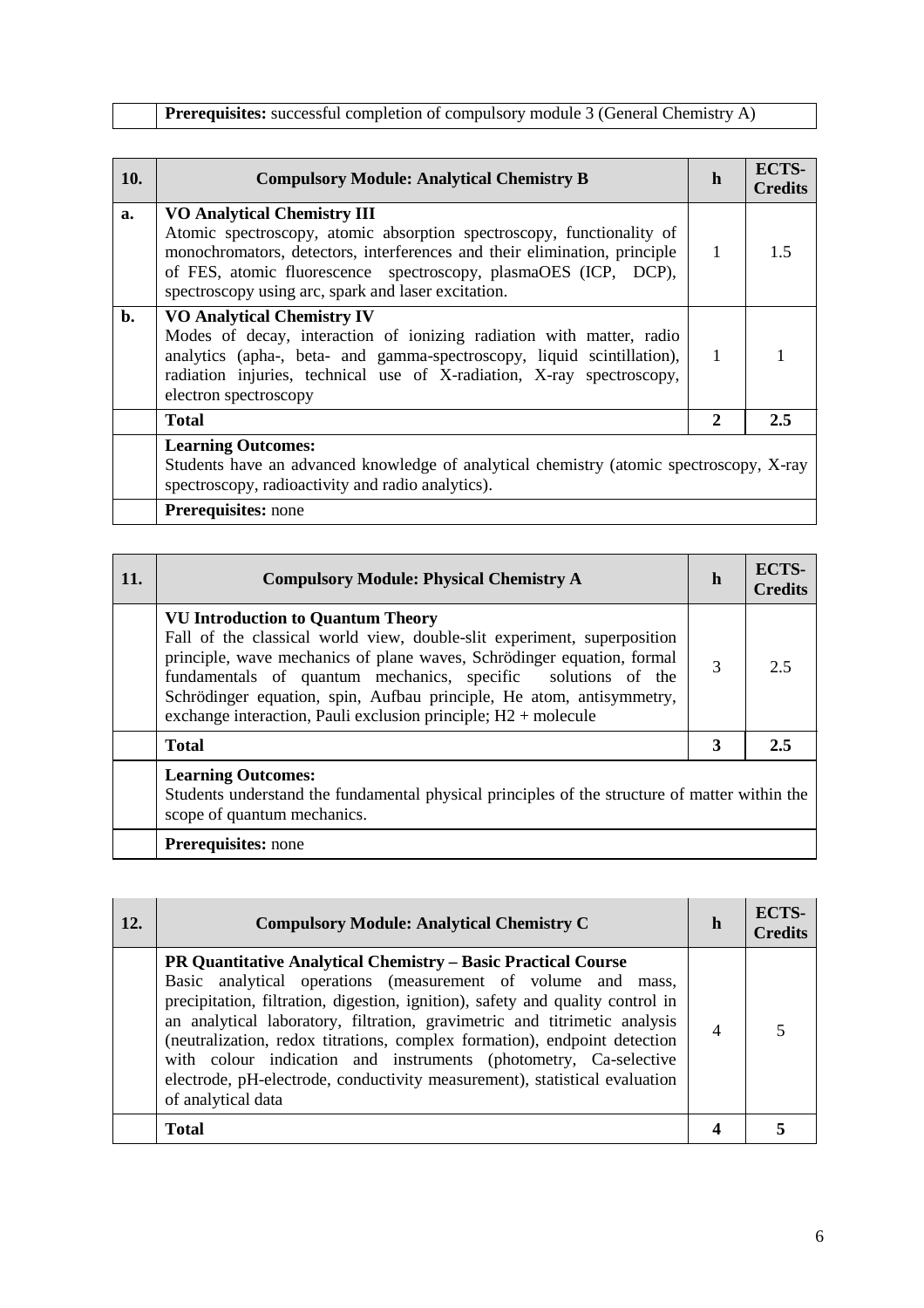| | **Prerequisites:** successful completion of compulsory module 3 (General Chemistry A) | | |
|---|---|---|---|

| **10.** | **Compulsory Module: Analytical Chemistry B** | **h** | **ECTS-Credits** |
|---|---|---|---|
| **a.** | **VO Analytical Chemistry III** Atomic spectroscopy, atomic absorption spectroscopy, functionality of monochromators, detectors, interferences and their elimination, principle of FES, atomic fluorescence spectroscopy, plasmaOES (ICP, DCP), spectroscopy using arc, spark and laser excitation. | 1 | 1.5 |
| **b.** | **VO Analytical Chemistry IV** Modes of decay, interaction of ionizing radiation with matter, radio analytics (apha-, beta- and gamma-spectroscopy, liquid scintillation), radiation injuries, technical use of X-radiation, X-ray spectroscopy, electron spectroscopy | 1 | 1 |
| | **Total** | **2** | **2.5** |
| | **Learning Outcomes:** Students have an advanced knowledge of analytical chemistry (atomic spectroscopy, X-ray spectroscopy, radioactivity and radio analytics). | | |
| | **Prerequisites:** none | | |

| **11.** | **Compulsory Module: Physical Chemistry A** | **h** | **ECTS-Credits** |
|---|---|---|---|
| | **VU Introduction to Quantum Theory** Fall of the classical world view, double-slit experiment, superposition principle, wave mechanics of plane waves, Schrödinger equation, formal fundamentals of quantum mechanics, specific solutions of the Schrödinger equation, spin, Aufbau principle, He atom, antisymmetry, exchange interaction, Pauli exclusion principle; H2 + molecule | 3 | 2.5 |
| | **Total** | **3** | **2.5** |
| | **Learning Outcomes:** Students understand the fundamental physical principles of the structure of matter within the scope of quantum mechanics. | | |
| | **Prerequisites:** none | | |

| **12.** | **Compulsory Module: Analytical Chemistry C** | **h** | **ECTS-Credits** |
|---|---|---|---|
| | **PR Quantitative Analytical Chemistry – Basic Practical Course** Basic analytical operations (measurement of volume and mass, precipitation, filtration, digestion, ignition), safety and quality control in an analytical laboratory, filtration, gravimetric and titrimetric analysis (neutralization, redox titrations, complex formation), endpoint detection with colour indication and instruments (photometry, Ca-selective electrode, pH-electrode, conductivity measurement), statistical evaluation of analytical data | 4 | 5 |
| | **Total** | **4** | **5** |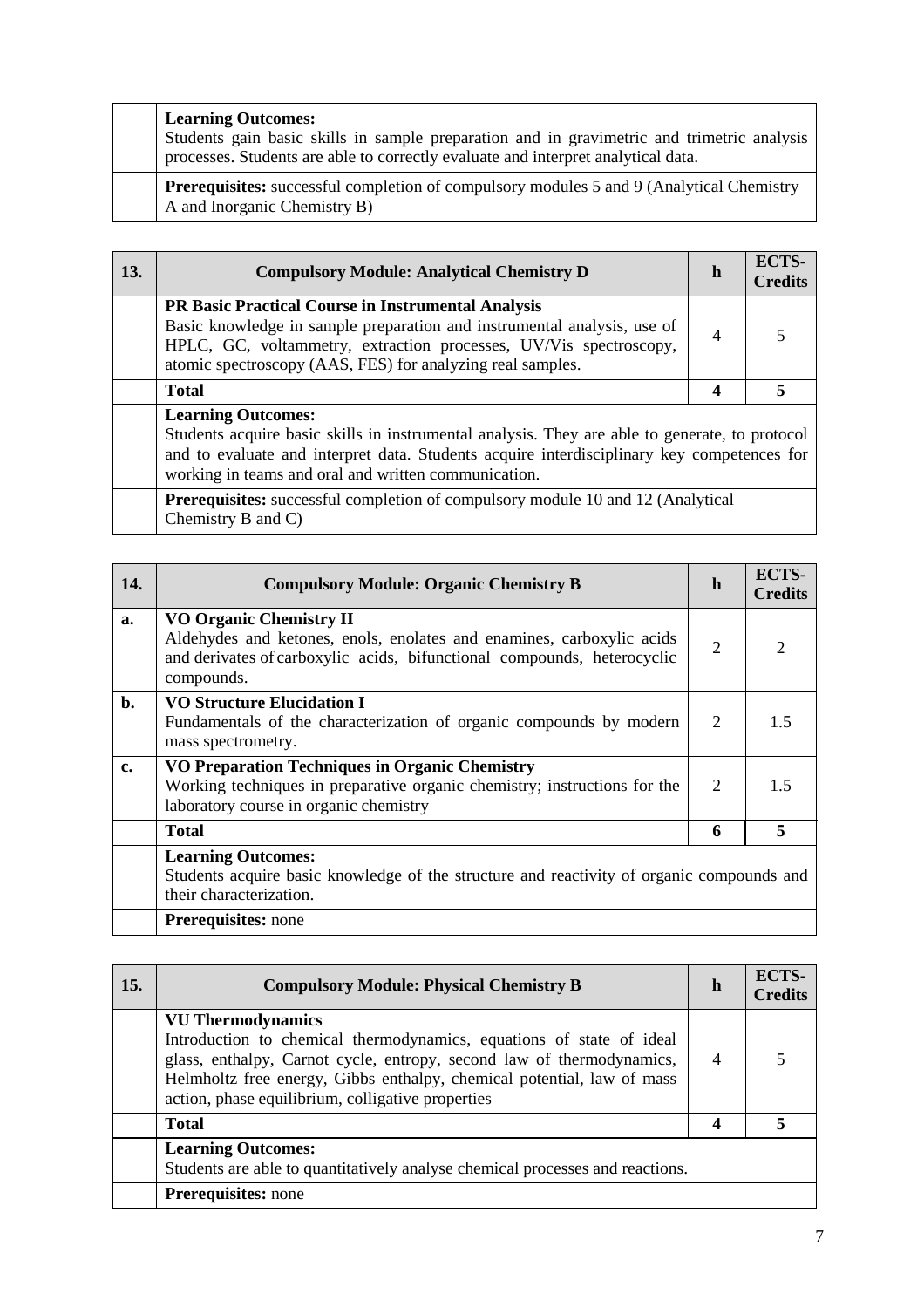| | | | |
|---|---|---|---|
| | **Learning Outcomes:** Students gain basic skills in sample preparation and in gravimetric and trimetric analysis processes. Students are able to correctly evaluate and interpret analytical data. | | |
| | **Prerequisites:** successful completion of compulsory modules 5 and 9 (Analytical Chemistry A and Inorganic Chemistry B) | | |

| **13.** | **Compulsory Module: Analytical Chemistry D** | **h** | **ECTS-Credits** |
|---|---|---|---|
| | **PR Basic Practical Course in Instrumental Analysis** Basic knowledge in sample preparation and instrumental analysis, use of HPLC, GC, voltammetry, extraction processes, UV/Vis spectroscopy, atomic spectroscopy (AAS, FES) for analyzing real samples. | 4 | 5 |
| | **Total** | **4** | **5** |
| | **Learning Outcomes:** Students acquire basic skills in instrumental analysis. They are able to generate, to protocol and to evaluate and interpret data. Students acquire interdisciplinary key competences for working in teams and oral and written communication. | | |
| | **Prerequisites:** successful completion of compulsory module 10 and 12 (Analytical Chemistry B and C) | | |

| **14.** | **Compulsory Module: Organic Chemistry B** | **h** | **ECTS-Credits** |
|---|---|---|---|
| **a.** | **VO Organic Chemistry II** Aldehydes and ketones, enols, enolates and enamines, carboxylic acids and derivates of carboxylic acids, bifunctional compounds, heterocyclic compounds. | 2 | 2 |
| **b.** | **VO Structure Elucidation I** Fundamentals of the characterization of organic compounds by modern mass spectrometry. | 2 | 1.5 |
| **c.** | **VO Preparation Techniques in Organic Chemistry** Working techniques in preparative organic chemistry; instructions for the laboratory course in organic chemistry | 2 | 1.5 |
| | **Total** | **6** | **5** |
| | **Learning Outcomes:** Students acquire basic knowledge of the structure and reactivity of organic compounds and their characterization. | | |
| | **Prerequisites:** none | | |

| **15.** | **Compulsory Module: Physical Chemistry B** | **h** | **ECTS-Credits** |
|---|---|---|---|
| | **VU Thermodynamics** Introduction to chemical thermodynamics, equations of state of ideal glass, enthalpy, Carnot cycle, entropy, second law of thermodynamics, Helmholtz free energy, Gibbs enthalpy, chemical potential, law of mass action, phase equilibrium, colligative properties | 4 | 5 |
| | **Total** | **4** | **5** |
| | **Learning Outcomes:** Students are able to quantitatively analyse chemical processes and reactions. | | |
| | **Prerequisites:** none | | |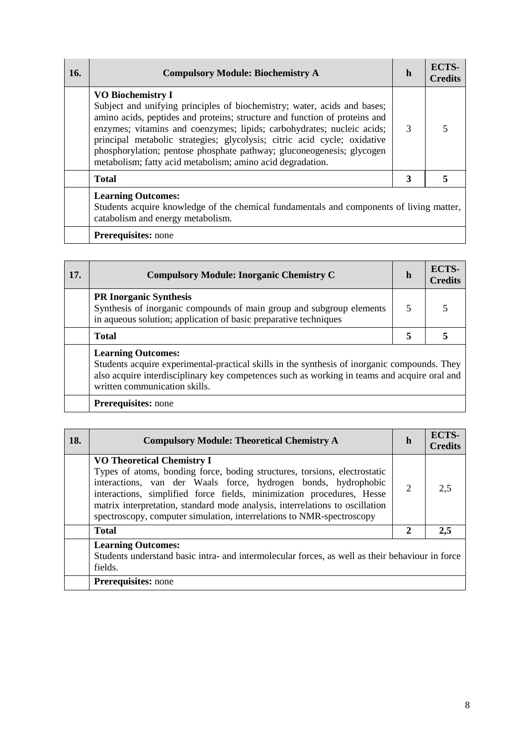| 16. | Compulsory Module: Biochemistry A | h | ECTS-Credits |
|---|---|---|---|
| | **VO Biochemistry I**<br>Subject and unifying principles of biochemistry; water, acids and bases; amino acids, peptides and proteins; structure and function of proteins and enzymes; vitamins and coenzymes; lipids; carbohydrates; nucleic acids; principal metabolic strategies; glycolysis; citric acid cycle; oxidative phosphorylation; pentose phosphate pathway; gluconeogenesis; glycogen metabolism; fatty acid metabolism; amino acid degradation. | 3 | 5 |
| | **Total** | **3** | **5** |
| | **Learning Outcomes:**<br>Students acquire knowledge of the chemical fundamentals and components of living matter, catabolism and energy metabolism. | | |
| | **Prerequisites:** none | | |

| 17. | Compulsory Module: Inorganic Chemistry C | h | ECTS-Credits |
|---|---|---|---|
| | **PR Inorganic Synthesis**<br>Synthesis of inorganic compounds of main group and subgroup elements in aqueous solution; application of basic preparative techniques | 5 | 5 |
| | **Total** | **5** | **5** |
| | **Learning Outcomes:**<br>Students acquire experimental-practical skills in the synthesis of inorganic compounds. They also acquire interdisciplinary key competences such as working in teams and acquire oral and written communication skills. | | |
| | **Prerequisites:** none | | |

| 18. | Compulsory Module: Theoretical Chemistry A | h | ECTS-Credits |
|---|---|---|---|
| | **VO Theoretical Chemistry I**<br>Types of atoms, bonding force, boding structures, torsions, electrostatic interactions, van der Waals force, hydrogen bonds, hydrophobic interactions, simplified force fields, minimization procedures, Hesse matrix interpretation, standard mode analysis, interrelations to oscillation spectroscopy, computer simulation, interrelations to NMR-spectroscopy | 2 | 2,5 |
| | **Total** | **2** | **2,5** |
| | **Learning Outcomes:**<br>Students understand basic intra- and intermolecular forces, as well as their behaviour in force fields. | | |
| | **Prerequisites:** none | | |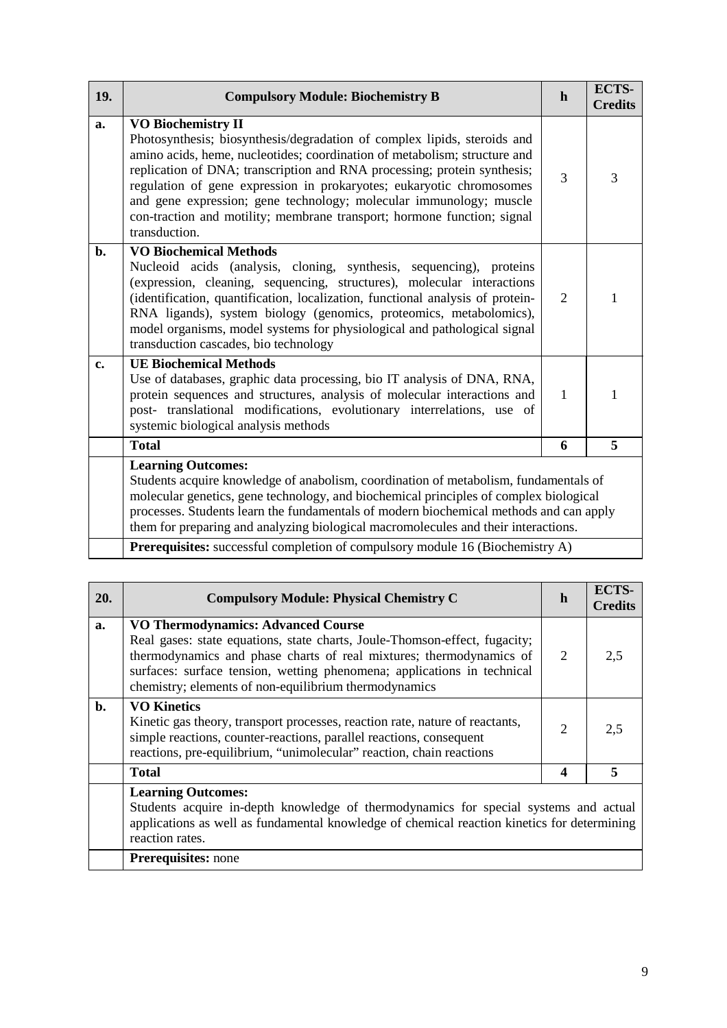| 19. | Compulsory Module: Biochemistry B | h | ECTS-Credits |
|---|---|---|---|
| a. | **VO Biochemistry II**<br>Photosynthesis; biosynthesis/degradation of complex lipids, steroids and amino acids, heme, nucleotides; coordination of metabolism; structure and replication of DNA; transcription and RNA processing; protein synthesis; regulation of gene expression in prokaryotes; eukaryotic chromosomes and gene expression; gene technology; molecular immunology; muscle con-traction and motility; membrane transport; hormone function; signal transduction. | 3 | 3 |
| b. | **VO Biochemical Methods**<br>Nucleoid acids (analysis, cloning, synthesis, sequencing), proteins (expression, cleaning, sequencing, structures), molecular interactions (identification, quantification, localization, functional analysis of protein-RNA ligands), system biology (genomics, proteomics, metabolomics), model organisms, model systems for physiological and pathological signal transduction cascades, bio technology | 2 | 1 |
| c. | **UE Biochemical Methods**<br>Use of databases, graphic data processing, bio IT analysis of DNA, RNA, protein sequences and structures, analysis of molecular interactions and post- translational modifications, evolutionary interrelations, use of systemic biological analysis methods | 1 | 1 |
| | **Total** | **6** | **5** |
| | **Learning Outcomes:**<br>Students acquire knowledge of anabolism, coordination of metabolism, fundamentals of molecular genetics, gene technology, and biochemical principles of complex biological processes. Students learn the fundamentals of modern biochemical methods and can apply them for preparing and analyzing biological macromolecules and their interactions. | | |
| | **Prerequisites:** successful completion of compulsory module 16 (Biochemistry A) | | |

| 20. | Compulsory Module: Physical Chemistry C | h | ECTS-Credits |
|---|---|---|---|
| a. | **VO Thermodynamics: Advanced Course**<br>Real gases: state equations, state charts, Joule-Thomson-effect, fugacity; thermodynamics and phase charts of real mixtures; thermodynamics of surfaces: surface tension, wetting phenomena; applications in technical chemistry; elements of non-equilibrium thermodynamics | 2 | 2,5 |
| b. | **VO Kinetics**<br>Kinetic gas theory, transport processes, reaction rate, nature of reactants, simple reactions, counter-reactions, parallel reactions, consequent reactions, pre-equilibrium, "unimolecular" reaction, chain reactions | 2 | 2,5 |
| | **Total** | **4** | **5** |
| | **Learning Outcomes:**<br>Students acquire in-depth knowledge of thermodynamics for special systems and actual applications as well as fundamental knowledge of chemical reaction kinetics for determining reaction rates. | | |
| | **Prerequisites:** none | | |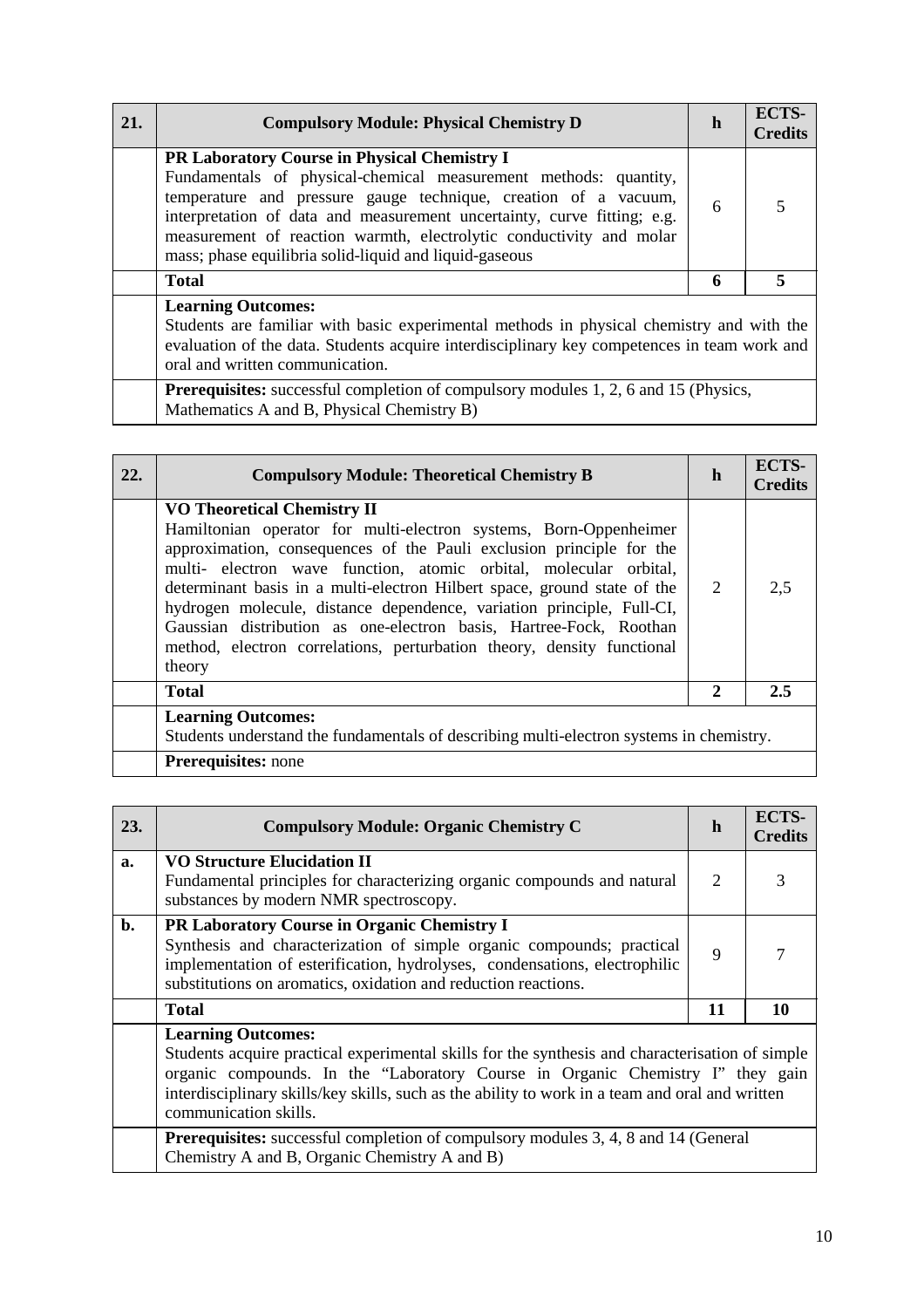| 21. | Compulsory Module: Physical Chemistry D | h | ECTS-Credits |
|---|---|---|---|
| | **PR Laboratory Course in Physical Chemistry I**<br>Fundamentals of physical-chemical measurement methods: quantity, temperature and pressure gauge technique, creation of a vacuum, interpretation of data and measurement uncertainty, curve fitting; e.g. measurement of reaction warmth, electrolytic conductivity and molar mass; phase equilibria solid-liquid and liquid-gaseous | 6 | 5 |
| | **Total** | **6** | **5** |
| | **Learning Outcomes:**<br>Students are familiar with basic experimental methods in physical chemistry and with the evaluation of the data. Students acquire interdisciplinary key competences in team work and oral and written communication. | | |
| | **Prerequisites:** successful completion of compulsory modules 1, 2, 6 and 15 (Physics, Mathematics A and B, Physical Chemistry B) | | |

| 22. | Compulsory Module: Theoretical Chemistry B | h | ECTS-Credits |
|---|---|---|---|
| | **VO Theoretical Chemistry II**<br>Hamiltonian operator for multi-electron systems, Born-Oppenheimer approximation, consequences of the Pauli exclusion principle for the multi- electron wave function, atomic orbital, molecular orbital, determinant basis in a multi-electron Hilbert space, ground state of the hydrogen molecule, distance dependence, variation principle, Full-CI, Gaussian distribution as one-electron basis, Hartree-Fock, Roothan method, electron correlations, perturbation theory, density functional theory | 2 | 2,5 |
| | **Total** | **2** | **2.5** |
| | **Learning Outcomes:**<br>Students understand the fundamentals of describing multi-electron systems in chemistry. | | |
| | **Prerequisites:** none | | |

| 23. | Compulsory Module: Organic Chemistry C | h | ECTS-Credits |
|---|---|---|---|
| a. | **VO Structure Elucidation II**<br>Fundamental principles for characterizing organic compounds and natural substances by modern NMR spectroscopy. | 2 | 3 |
| b. | **PR Laboratory Course in Organic Chemistry I**<br>Synthesis and characterization of simple organic compounds; practical implementation of esterification, hydrolyses, condensations, electrophilic substitutions on aromatics, oxidation and reduction reactions. | 9 | 7 |
| | **Total** | **11** | **10** |
| | **Learning Outcomes:**<br>Students acquire practical experimental skills for the synthesis and characterisation of simple organic compounds. In the "Laboratory Course in Organic Chemistry I" they gain interdisciplinary skills/key skills, such as the ability to work in a team and oral and written communication skills. | | |
| | **Prerequisites:** successful completion of compulsory modules 3, 4, 8 and 14 (General Chemistry A and B, Organic Chemistry A and B) | | |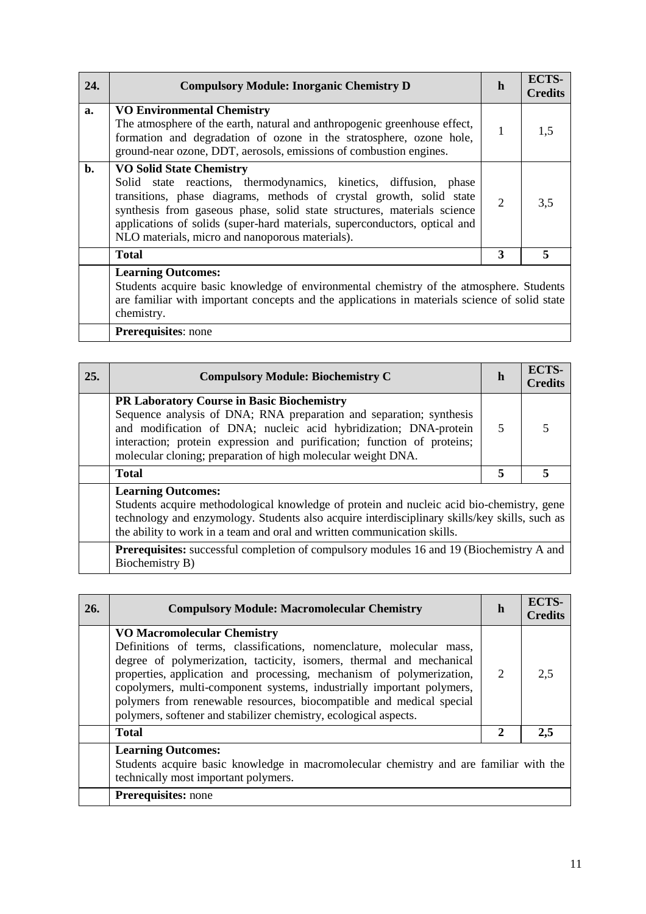| 24. | Compulsory Module: Inorganic Chemistry D | h | ECTS-Credits |
|---|---|---|---|
| a. | **VO Environmental Chemistry**<br>The atmosphere of the earth, natural and anthropogenic greenhouse effect, formation and degradation of ozone in the stratosphere, ozone hole, ground-near ozone, DDT, aerosols, emissions of combustion engines. | 1 | 1,5 |
| b. | **VO Solid State Chemistry**<br>Solid state reactions, thermodynamics, kinetics, diffusion, phase transitions, phase diagrams, methods of crystal growth, solid state synthesis from gaseous phase, solid state structures, materials science applications of solids (super-hard materials, superconductors, optical and NLO materials, micro and nanoporous materials). | 2 | 3,5 |
| | **Total** | **3** | **5** |
| | **Learning Outcomes:**<br>Students acquire basic knowledge of environmental chemistry of the atmosphere. Students are familiar with important concepts and the applications in materials science of solid state chemistry. | | |
| | **Prerequisites**: none | | |

| 25. | Compulsory Module: Biochemistry C | h | ECTS-Credits |
|---|---|---|---|
| | **PR Laboratory Course in Basic Biochemistry**<br>Sequence analysis of DNA; RNA preparation and separation; synthesis and modification of DNA; nucleic acid hybridization; DNA-protein interaction; protein expression and purification; function of proteins; molecular cloning; preparation of high molecular weight DNA. | 5 | 5 |
| | **Total** | **5** | **5** |
| | **Learning Outcomes:**<br>Students acquire methodological knowledge of protein and nucleic acid bio-chemistry, gene technology and enzymology. Students also acquire interdisciplinary skills/key skills, such as the ability to work in a team and oral and written communication skills. | | |
| | **Prerequisites:** successful completion of compulsory modules 16 and 19 (Biochemistry A and Biochemistry B) | | |

| 26. | Compulsory Module: Macromolecular Chemistry | h | ECTS-Credits |
|---|---|---|---|
| | **VO Macromolecular Chemistry**<br>Definitions of terms, classifications, nomenclature, molecular mass, degree of polymerization, tacticity, isomers, thermal and mechanical properties, application and processing, mechanism of polymerization, copolymers, multi-component systems, industrially important polymers, polymers from renewable resources, biocompatible and medical special polymers, softener and stabilizer chemistry, ecological aspects. | 2 | 2,5 |
| | **Total** | **2** | **2,5** |
| | **Learning Outcomes:**<br>Students acquire basic knowledge in macromolecular chemistry and are familiar with the technically most important polymers. | | |
| | **Prerequisites:** none | | |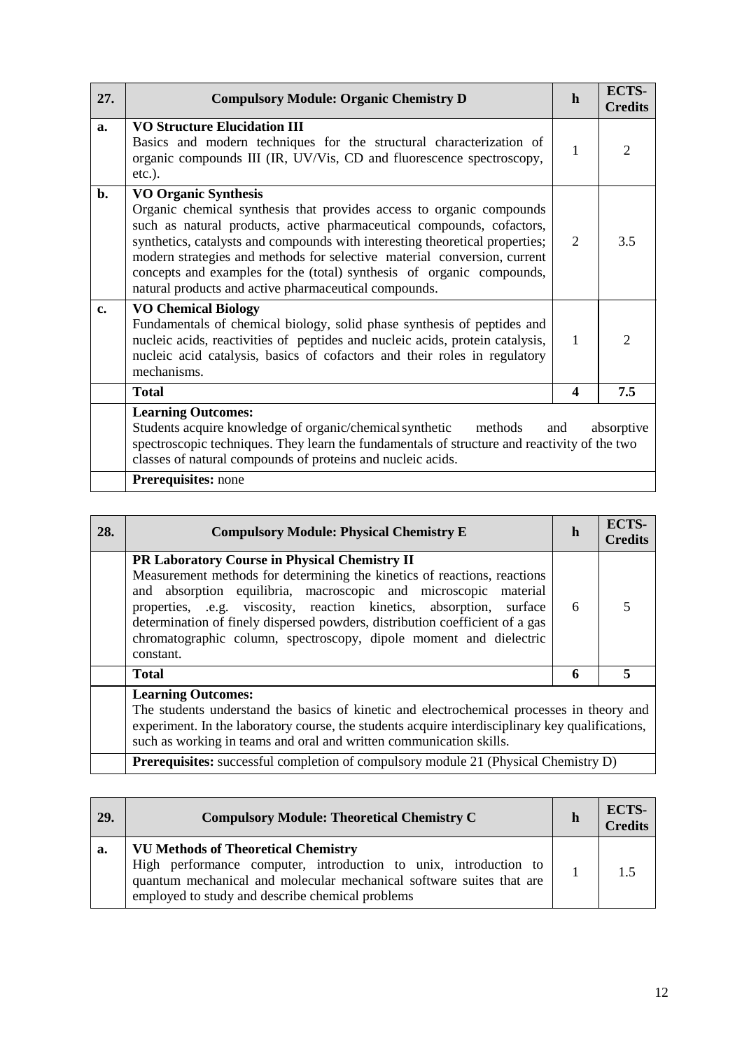| 27. | Compulsory Module: Organic Chemistry D | h | ECTS-Credits |
|---|---|---|---|
| a. | **VO Structure Elucidation III**<br>Basics and modern techniques for the structural characterization of organic compounds III (IR, UV/Vis, CD and fluorescence spectroscopy, etc.). | 1 | 2 |
| b. | **VO Organic Synthesis**<br>Organic chemical synthesis that provides access to organic compounds such as natural products, active pharmaceutical compounds, cofactors, synthetics, catalysts and compounds with interesting theoretical properties; modern strategies and methods for selective material conversion, current concepts and examples for the (total) synthesis of organic compounds, natural products and active pharmaceutical compounds. | 2 | 3.5 |
| c. | **VO Chemical Biology**<br>Fundamentals of chemical biology, solid phase synthesis of peptides and nucleic acids, reactivities of peptides and nucleic acids, protein catalysis, nucleic acid catalysis, basics of cofactors and their roles in regulatory mechanisms. | 1 | 2 |
| | **Total** | **4** | **7.5** |
| | **Learning Outcomes:**<br>Students acquire knowledge of organic/chemical synthetic methods and absorptive spectroscopic techniques. They learn the fundamentals of structure and reactivity of the two classes of natural compounds of proteins and nucleic acids. | | |
| | **Prerequisites:** none | | |

| 28. | Compulsory Module: Physical Chemistry E | h | ECTS-Credits |
|---|---|---|---|
| | **PR Laboratory Course in Physical Chemistry II**<br>Measurement methods for determining the kinetics of reactions, reactions and absorption equilibria, macroscopic and microscopic material properties, .e.g. viscosity, reaction kinetics, absorption, surface determination of finely dispersed powders, distribution coefficient of a gas chromatographic column, spectroscopy, dipole moment and dielectric constant. | 6 | 5 |
| | **Total** | **6** | **5** |
| | **Learning Outcomes:**<br>The students understand the basics of kinetic and electrochemical processes in theory and experiment. In the laboratory course, the students acquire interdisciplinary key qualifications, such as working in teams and oral and written communication skills. | | |
| | **Prerequisites:** successful completion of compulsory module 21 (Physical Chemistry D) | | |

| 29. | Compulsory Module: Theoretical Chemistry C | h | ECTS-Credits |
|---|---|---|---|
| a. | **VU Methods of Theoretical Chemistry**<br>High performance computer, introduction to unix, introduction to quantum mechanical and molecular mechanical software suites that are employed to study and describe chemical problems | 1 | 1.5 |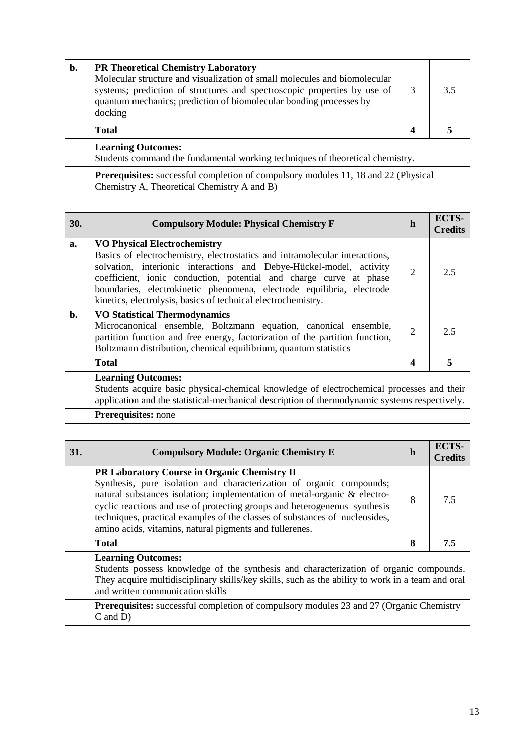| | | | |
|---|---|---|---|
| **b.** | **PR Theoretical Chemistry Laboratory**<br>Molecular structure and visualization of small molecules and biomolecular systems; prediction of structures and spectroscopic properties by use of quantum mechanics; prediction of biomolecular bonding processes by docking | 3 | 3.5 |
| | **Total** | **4** | **5** |
| | **Learning Outcomes:**<br>Students command the fundamental working techniques of theoretical chemistry. | | |
| | **Prerequisites:** successful completion of compulsory modules 11, 18 and 22 (Physical Chemistry A, Theoretical Chemistry A and B) | | |

| **30.** | **Compulsory Module: Physical Chemistry F** | **h** | **ECTS-Credits** |
|---|---|---|---|
| **a.** | **VO Physical Electrochemistry**<br>Basics of electrochemistry, electrostatics and intramolecular interactions, solvation, interionic interactions and Debye-Hückel-model, activity coefficient, ionic conduction, potential and charge curve at phase boundaries, electrokinetic phenomena, electrode equilibria, electrode kinetics, electrolysis, basics of technical electrochemistry. | 2 | 2.5 |
| **b.** | **VO Statistical Thermodynamics**<br>Microcanonical ensemble, Boltzmann equation, canonical ensemble, partition function and free energy, factorization of the partition function, Boltzmann distribution, chemical equilibrium, quantum statistics | 2 | 2.5 |
| | **Total** | **4** | **5** |
| | **Learning Outcomes:**<br>Students acquire basic physical-chemical knowledge of electrochemical processes and their application and the statistical-mechanical description of thermodynamic systems respectively. | | |
| | **Prerequisites:** none | | |

| **31.** | **Compulsory Module: Organic Chemistry E** | **h** | **ECTS-Credits** |
|---|---|---|---|
| | **PR Laboratory Course in Organic Chemistry II**<br>Synthesis, pure isolation and characterization of organic compounds; natural substances isolation; implementation of metal-organic & electro-cyclic reactions and use of protecting groups and heterogeneous synthesis techniques, practical examples of the classes of substances of nucleosides, amino acids, vitamins, natural pigments and fullerenes. | 8 | 7.5 |
| | **Total** | **8** | **7.5** |
| | **Learning Outcomes:**<br>Students possess knowledge of the synthesis and characterization of organic compounds. They acquire multidisciplinary skills/key skills, such as the ability to work in a team and oral and written communication skills | | |
| | **Prerequisites:** successful completion of compulsory modules 23 and 27 (Organic Chemistry C and D) | | |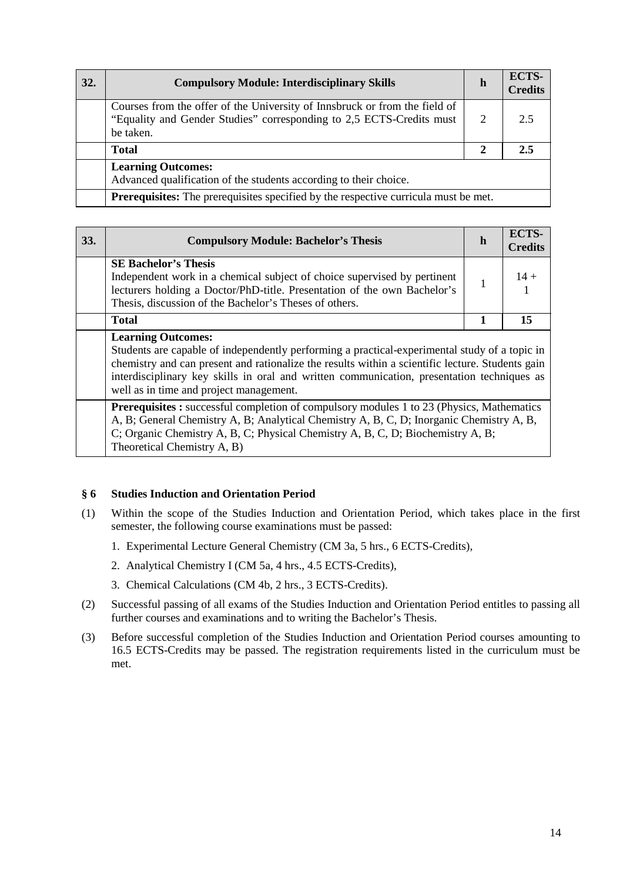| 32. | Compulsory Module: Interdisciplinary Skills | h | ECTS-Credits |
|---|---|---|---|
| | Courses from the offer of the University of Innsbruck or from the field of “Equality and Gender Studies” corresponding to 2,5 ECTS-Credits must be taken. | 2 | 2.5 |
| | **Total** | **2** | **2.5** |
| | **Learning Outcomes:** Advanced qualification of the students according to their choice. | | |
| | **Prerequisites:** The prerequisites specified by the respective curricula must be met. | | |

| 33. | Compulsory Module: Bachelor’s Thesis | h | ECTS-Credits |
|---|---|---|---|
| | **SE Bachelor’s Thesis** Independent work in a chemical subject of choice supervised by pertinent lecturers holding a Doctor/PhD-title. Presentation of the own Bachelor’s Thesis, discussion of the Bachelor’s Theses of others. | 1 | 14 + 1 |
| | **Total** | **1** | **15** |
| | **Learning Outcomes:** Students are capable of independently performing a practical-experimental study of a topic in chemistry and can present and rationalize the results within a scientific lecture. Students gain interdisciplinary key skills in oral and written communication, presentation techniques as well as in time and project management. | | |
| | **Prerequisites :** successful completion of compulsory modules 1 to 23 (Physics, Mathematics A, B; General Chemistry A, B; Analytical Chemistry A, B, C, D; Inorganic Chemistry A, B, C; Organic Chemistry A, B, C; Physical Chemistry A, B, C, D; Biochemistry A, B; Theoretical Chemistry A, B) | | |

## § 6 Studies Induction and Orientation Period

(1) Within the scope of the Studies Induction and Orientation Period, which takes place in the first semester, the following course examinations must be passed:

1. Experimental Lecture General Chemistry (CM 3a, 5 hrs., 6 ECTS-Credits),
2. Analytical Chemistry I (CM 5a, 4 hrs., 4.5 ECTS-Credits),
3. Chemical Calculations (CM 4b, 2 hrs., 3 ECTS-Credits).

(2) Successful passing of all exams of the Studies Induction and Orientation Period entitles to passing all further courses and examinations and to writing the Bachelor’s Thesis.

(3) Before successful completion of the Studies Induction and Orientation Period courses amounting to 16.5 ECTS-Credits may be passed. The registration requirements listed in the curriculum must be met.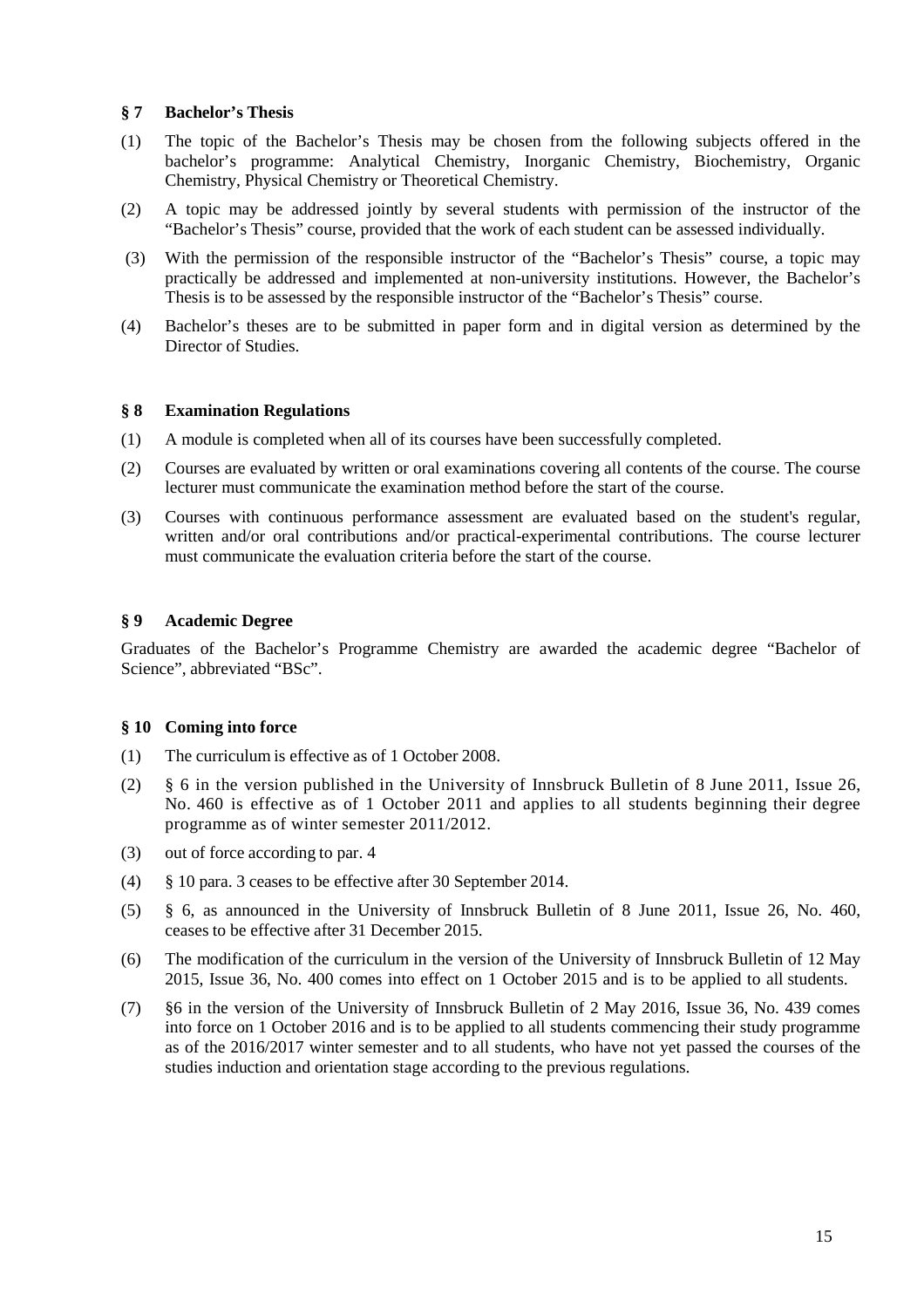## § 7 Bachelor's Thesis

(1) The topic of the Bachelor's Thesis may be chosen from the following subjects offered in the bachelor's programme: Analytical Chemistry, Inorganic Chemistry, Biochemistry, Organic Chemistry, Physical Chemistry or Theoretical Chemistry.

(2) A topic may be addressed jointly by several students with permission of the instructor of the "Bachelor's Thesis" course, provided that the work of each student can be assessed individually.

(3) With the permission of the responsible instructor of the "Bachelor's Thesis" course, a topic may practically be addressed and implemented at non-university institutions. However, the Bachelor's Thesis is to be assessed by the responsible instructor of the "Bachelor's Thesis" course.

(4) Bachelor's theses are to be submitted in paper form and in digital version as determined by the Director of Studies.

## § 8 Examination Regulations

(1) A module is completed when all of its courses have been successfully completed.

(2) Courses are evaluated by written or oral examinations covering all contents of the course. The course lecturer must communicate the examination method before the start of the course.

(3) Courses with continuous performance assessment are evaluated based on the student's regular, written and/or oral contributions and/or practical-experimental contributions. The course lecturer must communicate the evaluation criteria before the start of the course.

## § 9 Academic Degree

Graduates of the Bachelor's Programme Chemistry are awarded the academic degree "Bachelor of Science", abbreviated "BSc".

## § 10 Coming into force

(1) The curriculum is effective as of 1 October 2008.

(2) § 6 in the version published in the University of Innsbruck Bulletin of 8 June 2011, Issue 26, No. 460 is effective as of 1 October 2011 and applies to all students beginning their degree programme as of winter semester 2011/2012.

(3) out of force according to par. 4

(4) § 10 para. 3 ceases to be effective after 30 September 2014.

(5) § 6, as announced in the University of Innsbruck Bulletin of 8 June 2011, Issue 26, No. 460, ceases to be effective after 31 December 2015.

(6) The modification of the curriculum in the version of the University of Innsbruck Bulletin of 12 May 2015, Issue 36, No. 400 comes into effect on 1 October 2015 and is to be applied to all students.

(7) §6 in the version of the University of Innsbruck Bulletin of 2 May 2016, Issue 36, No. 439 comes into force on 1 October 2016 and is to be applied to all students commencing their study programme as of the 2016/2017 winter semester and to all students, who have not yet passed the courses of the studies induction and orientation stage according to the previous regulations.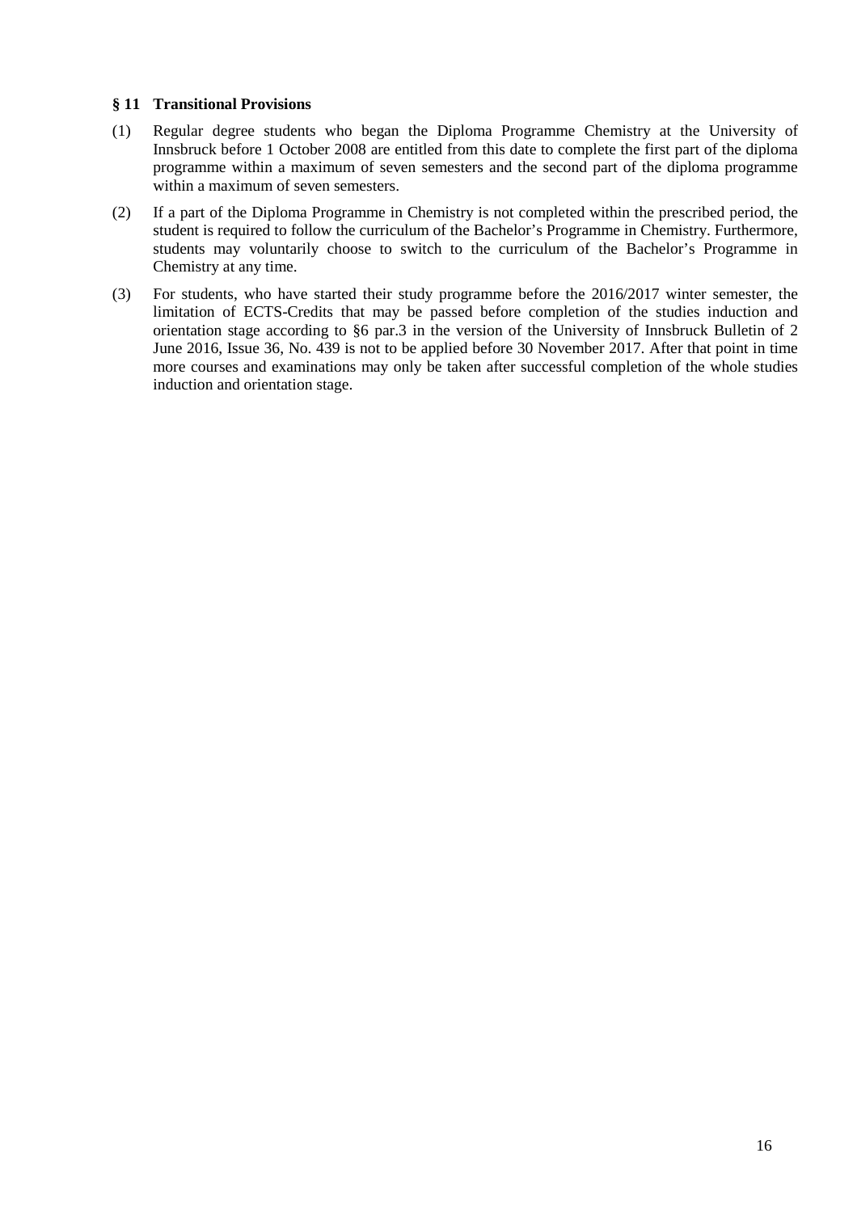## § 11 Transitional Provisions

(1) Regular degree students who began the Diploma Programme Chemistry at the University of Innsbruck before 1 October 2008 are entitled from this date to complete the first part of the diploma programme within a maximum of seven semesters and the second part of the diploma programme within a maximum of seven semesters.

(2) If a part of the Diploma Programme in Chemistry is not completed within the prescribed period, the student is required to follow the curriculum of the Bachelor's Programme in Chemistry. Furthermore, students may voluntarily choose to switch to the curriculum of the Bachelor's Programme in Chemistry at any time.

(3) For students, who have started their study programme before the 2016/2017 winter semester, the limitation of ECTS-Credits that may be passed before completion of the studies induction and orientation stage according to §6 par.3 in the version of the University of Innsbruck Bulletin of 2 June 2016, Issue 36, No. 439 is not to be applied before 30 November 2017. After that point in time more courses and examinations may only be taken after successful completion of the whole studies induction and orientation stage.